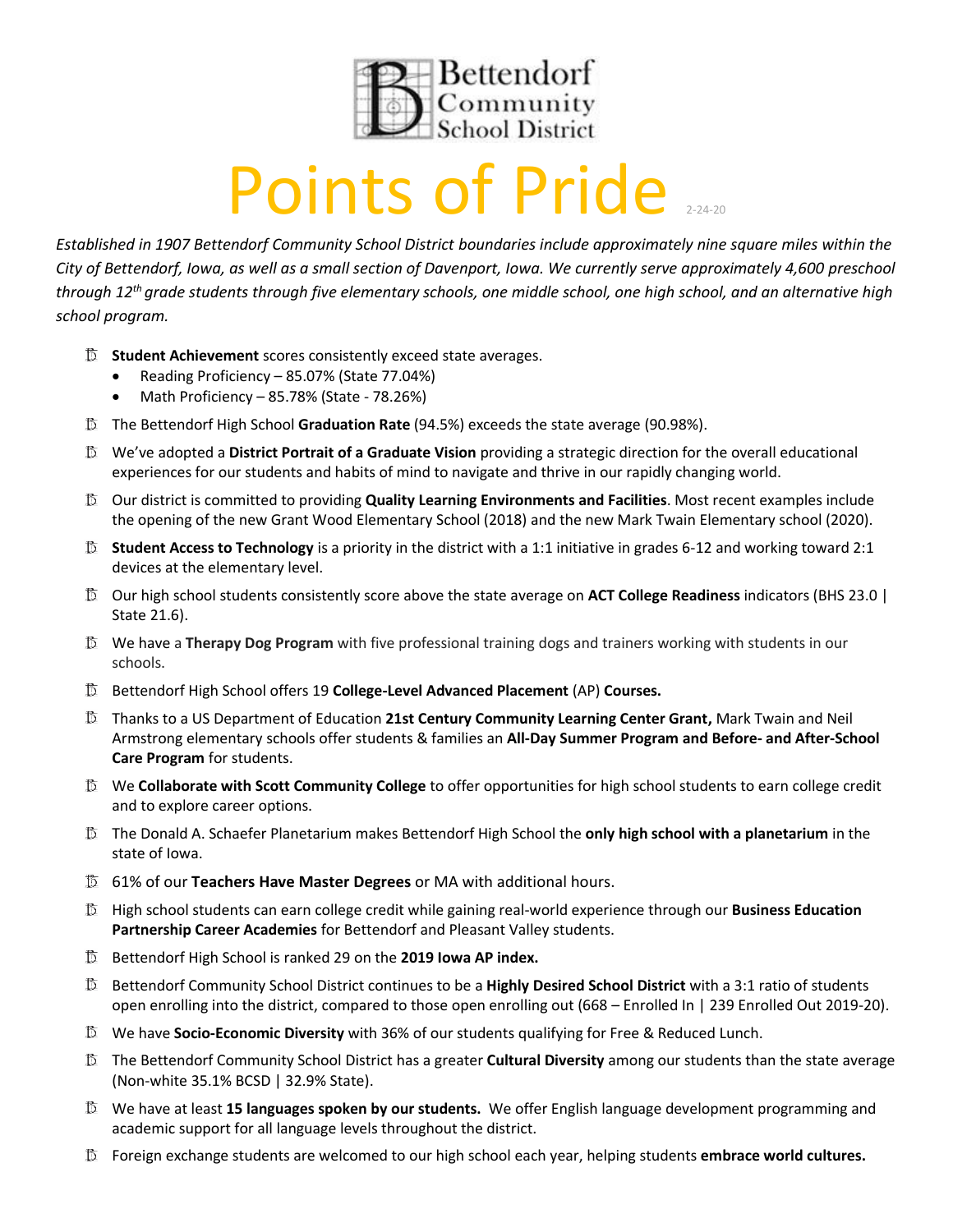Bettendorf Community School District

# Points of Pride

2-24-20

*Established in 1907 Bettendorf Community School District boundaries include approximately nine square miles within the City of Bettendorf, Iowa, as well as a small section of Davenport, Iowa. We currently serve approximately 4,600 preschool through 12th grade students through five elementary schools, one middle school, one high school, and an alternative high school program.*

- **Student Achievement** scores consistently exceed state averages.
  - Reading Proficiency – 85.07% (State 77.04%)
  - Math Proficiency – 85.78% (State - 78.26%)
- The Bettendorf High School **Graduation Rate** (94.5%) exceeds the state average (90.98%).
- We've adopted a **District Portrait of a Graduate Vision** providing a strategic direction for the overall educational experiences for our students and habits of mind to navigate and thrive in our rapidly changing world.
- Our district is committed to providing **Quality Learning Environments and Facilities**. Most recent examples include the opening of the new Grant Wood Elementary School (2018) and the new Mark Twain Elementary school (2020).
- **Student Access to Technology** is a priority in the district with a 1:1 initiative in grades 6-12 and working toward 2:1 devices at the elementary level.
- Our high school students consistently score above the state average on **ACT College Readiness** indicators (BHS 23.0 | State 21.6).
- We have a **Therapy Dog Program** with five professional training dogs and trainers working with students in our schools.
- Bettendorf High School offers 19 **College-Level Advanced Placement** (AP) **Courses.**
- Thanks to a US Department of Education **21st Century Community Learning Center Grant,** Mark Twain and Neil Armstrong elementary schools offer students & families an **All-Day Summer Program and Before- and After-School Care Program** for students.
- We **Collaborate with Scott Community College** to offer opportunities for high school students to earn college credit and to explore career options.
- The Donald A. Schaefer Planetarium makes Bettendorf High School the **only high school with a planetarium** in the state of Iowa.
- 61% of our **Teachers Have Master Degrees** or MA with additional hours.
- High school students can earn college credit while gaining real-world experience through our **Business Education Partnership Career Academies** for Bettendorf and Pleasant Valley students.
- Bettendorf High School is ranked 29 on the **2019 Iowa AP index.**
- Bettendorf Community School District continues to be a **Highly Desired School District** with a 3:1 ratio of students open enrolling into the district, compared to those open enrolling out (668 – Enrolled In | 239 Enrolled Out 2019-20).
- We have **Socio-Economic Diversity** with 36% of our students qualifying for Free & Reduced Lunch.
- The Bettendorf Community School District has a greater **Cultural Diversity** among our students than the state average (Non-white 35.1% BCSD | 32.9% State).
- We have at least **15 languages spoken by our students.** We offer English language development programming and academic support for all language levels throughout the district.
- Foreign exchange students are welcomed to our high school each year, helping students **embrace world cultures.**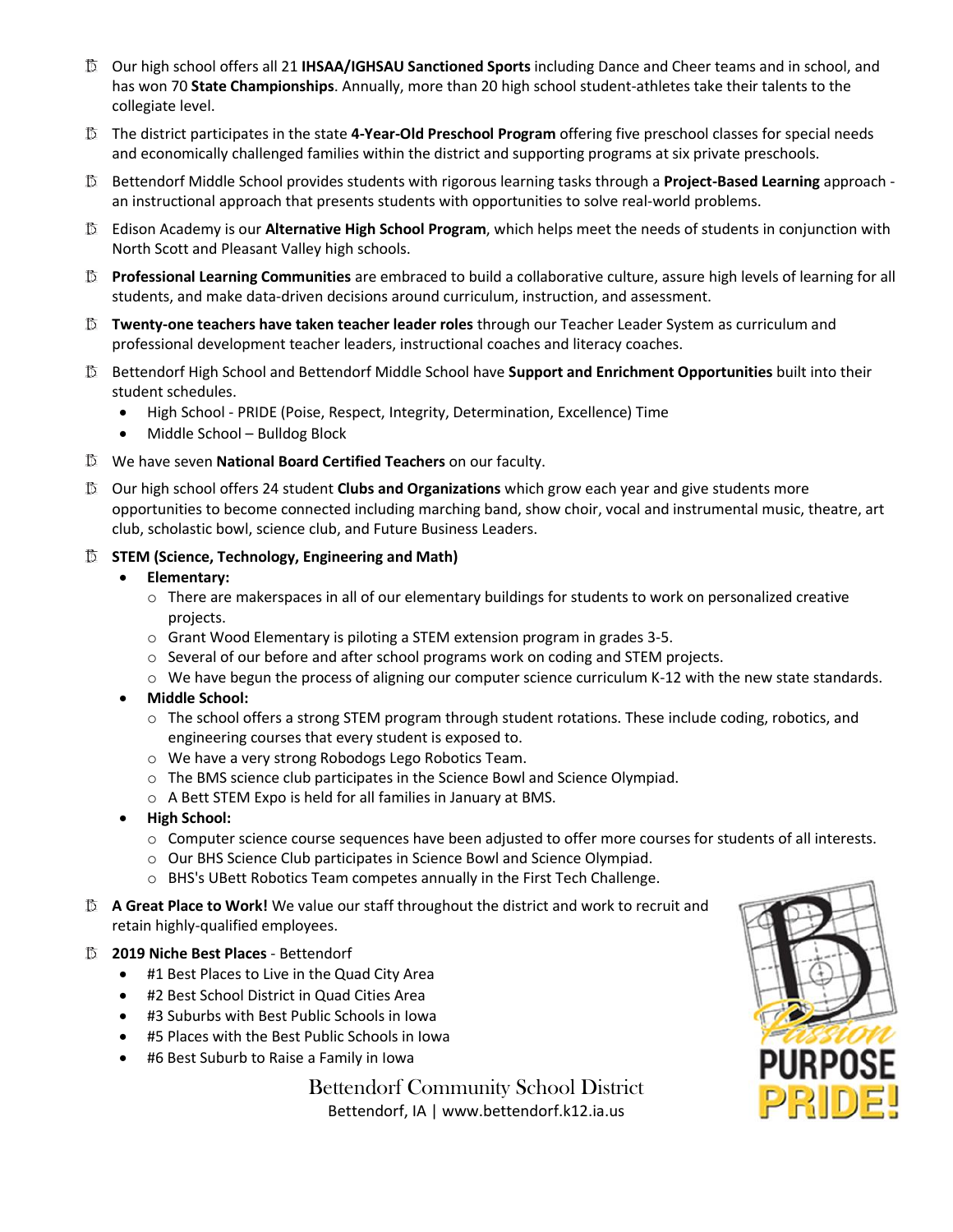- Our high school offers all 21 **IHSAA/IGHSAU Sanctioned Sports** including Dance and Cheer teams and in school, and has won 70 **State Championships**. Annually, more than 20 high school student-athletes take their talents to the collegiate level.
- The district participates in the state **4-Year-Old Preschool Program** offering five preschool classes for special needs and economically challenged families within the district and supporting programs at six private preschools.
- Bettendorf Middle School provides students with rigorous learning tasks through a **Project-Based Learning** approach - an instructional approach that presents students with opportunities to solve real-world problems.
- Edison Academy is our **Alternative High School Program**, which helps meet the needs of students in conjunction with North Scott and Pleasant Valley high schools.
- **Professional Learning Communities** are embraced to build a collaborative culture, assure high levels of learning for all students, and make data-driven decisions around curriculum, instruction, and assessment.
- **Twenty-one teachers have taken teacher leader roles** through our Teacher Leader System as curriculum and professional development teacher leaders, instructional coaches and literacy coaches.
- Bettendorf High School and Bettendorf Middle School have **Support and Enrichment Opportunities** built into their student schedules.
  - High School - PRIDE (Poise, Respect, Integrity, Determination, Excellence) Time
  - Middle School – Bulldog Block
- We have seven **National Board Certified Teachers** on our faculty.
- Our high school offers 24 student **Clubs and Organizations** which grow each year and give students more opportunities to become connected including marching band, show choir, vocal and instrumental music, theatre, art club, scholastic bowl, science club, and Future Business Leaders.
- **STEM (Science, Technology, Engineering and Math)**
  - **Elementary:**
    - There are makerspaces in all of our elementary buildings for students to work on personalized creative projects.
    - Grant Wood Elementary is piloting a STEM extension program in grades 3-5.
    - Several of our before and after school programs work on coding and STEM projects.
    - We have begun the process of aligning our computer science curriculum K-12 with the new state standards.
  - **Middle School:**
    - The school offers a strong STEM program through student rotations. These include coding, robotics, and engineering courses that every student is exposed to.
    - We have a very strong Robodogs Lego Robotics Team.
    - The BMS science club participates in the Science Bowl and Science Olympiad.
    - A Bett STEM Expo is held for all families in January at BMS.
  - **High School:**
    - Computer science course sequences have been adjusted to offer more courses for students of all interests.
    - Our BHS Science Club participates in Science Bowl and Science Olympiad.
    - BHS's UBett Robotics Team competes annually in the First Tech Challenge.
- **A Great Place to Work!** We value our staff throughout the district and work to recruit and retain highly-qualified employees.
- **2019 Niche Best Places** - Bettendorf
  - #1 Best Places to Live in the Quad City Area
  - #2 Best School District in Quad Cities Area
  - #3 Suburbs with Best Public Schools in Iowa
  - #5 Places with the Best Public Schools in Iowa
  - #6 Best Suburb to Raise a Family in Iowa

Bettendorf Community School District
Bettendorf, IA | www.bettendorf.k12.ia.us

Passion PURPOSE PRIDE!